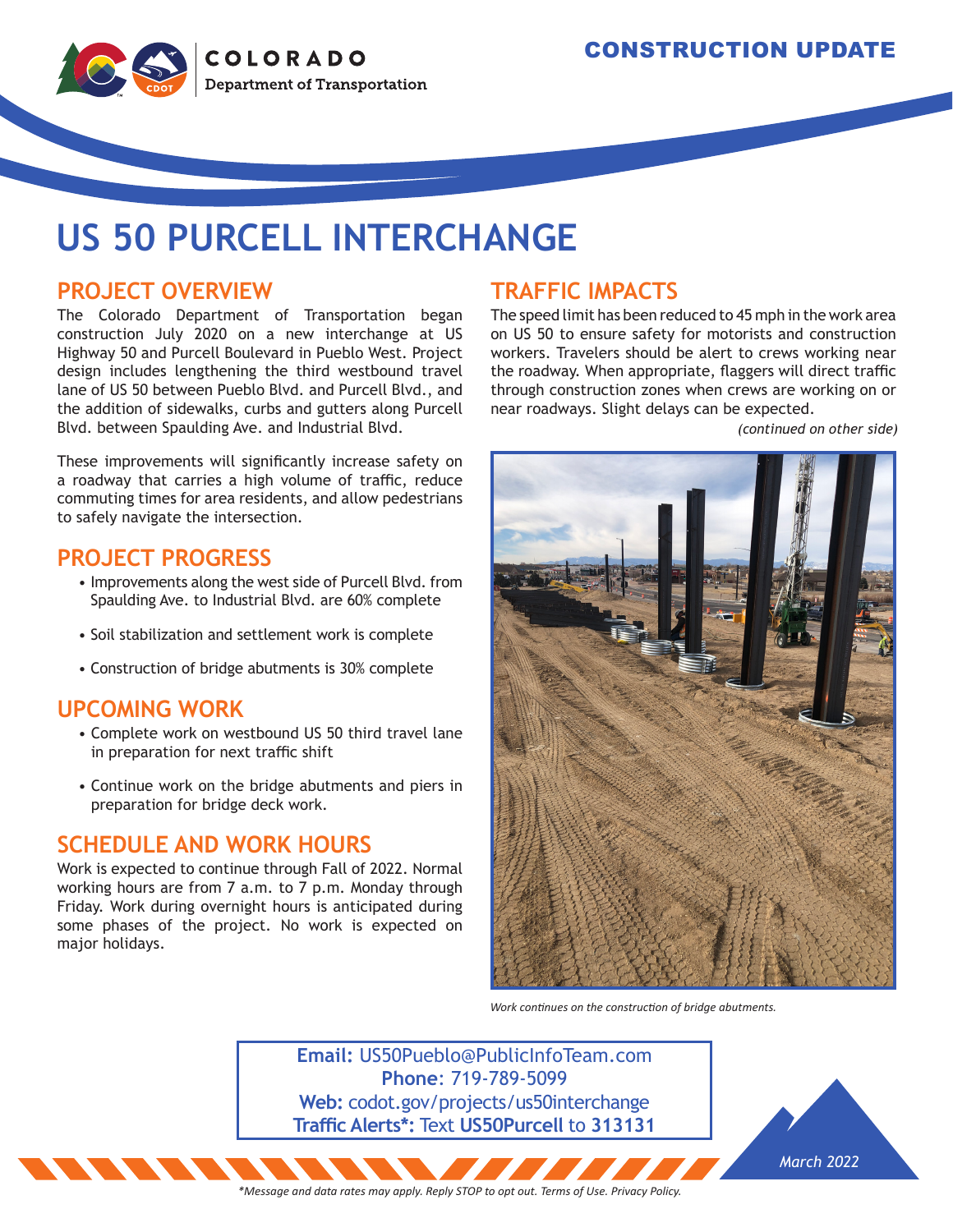COLORADO
Department of Transportation

CONSTRUCTION UPDATE

# US 50 PURCELL INTERCHANGE

## PROJECT OVERVIEW

The Colorado Department of Transportation began construction July 2020 on a new interchange at US Highway 50 and Purcell Boulevard in Pueblo West. Project design includes lengthening the third westbound travel lane of US 50 between Pueblo Blvd. and Purcell Blvd., and the addition of sidewalks, curbs and gutters along Purcell Blvd. between Spaulding Ave. and Industrial Blvd.

These improvements will significantly increase safety on a roadway that carries a high volume of traffic, reduce commuting times for area residents, and allow pedestrians to safely navigate the intersection.

## PROJECT PROGRESS

- Improvements along the west side of Purcell Blvd. from Spaulding Ave. to Industrial Blvd. are 60% complete
- Soil stabilization and settlement work is complete
- Construction of bridge abutments is 30% complete

## UPCOMING WORK

- Complete work on westbound US 50 third travel lane in preparation for next traffic shift
- Continue work on the bridge abutments and piers in preparation for bridge deck work.

## SCHEDULE AND WORK HOURS

Work is expected to continue through Fall of 2022. Normal working hours are from 7 a.m. to 7 p.m. Monday through Friday. Work during overnight hours is anticipated during some phases of the project. No work is expected on major holidays.

## TRAFFIC IMPACTS

The speed limit has been reduced to 45 mph in the work area on US 50 to ensure safety for motorists and construction workers. Travelers should be alert to crews working near the roadway. When appropriate, flaggers will direct traffic through construction zones when crews are working on or near roadways. Slight delays can be expected.

*(continued on other side)*

*Work continues on the construction of bridge abutments.*

**Email:** US50Pueblo@PublicInfoTeam.com
**Phone**: 719-789-5099
**Web:** codot.gov/projects/us50interchange
**Traffic Alerts*:** Text **US50Purcell** to **313131**

*March 2022*

*\*Message and data rates may apply. Reply STOP to opt out. Terms of Use. Privacy Policy.*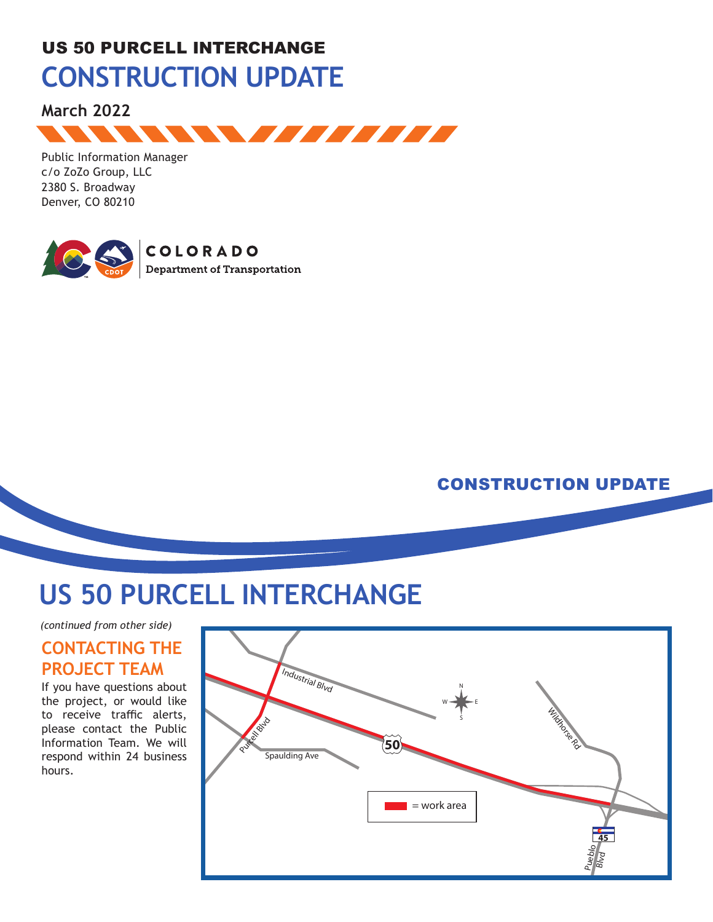# US 50 PURCELL INTERCHANGE

## CONSTRUCTION UPDATE

**March 2022**

Public Information Manager
c/o ZoZo Group, LLC
2380 S. Broadway
Denver, CO 80210

COLORADO
Department of Transportation

CONSTRUCTION UPDATE

# US 50 PURCELL INTERCHANGE

*(continued from other side)*

## CONTACTING THE PROJECT TEAM

If you have questions about the project, or would like to receive traffic alerts, please contact the Public Information Team. We will respond within 24 business hours.

Industrial Blvd
Purcell Blvd
Spaulding Ave
50
Wildhorse Rd
= work area
45
Pueblo Blvd
N
W
E
S